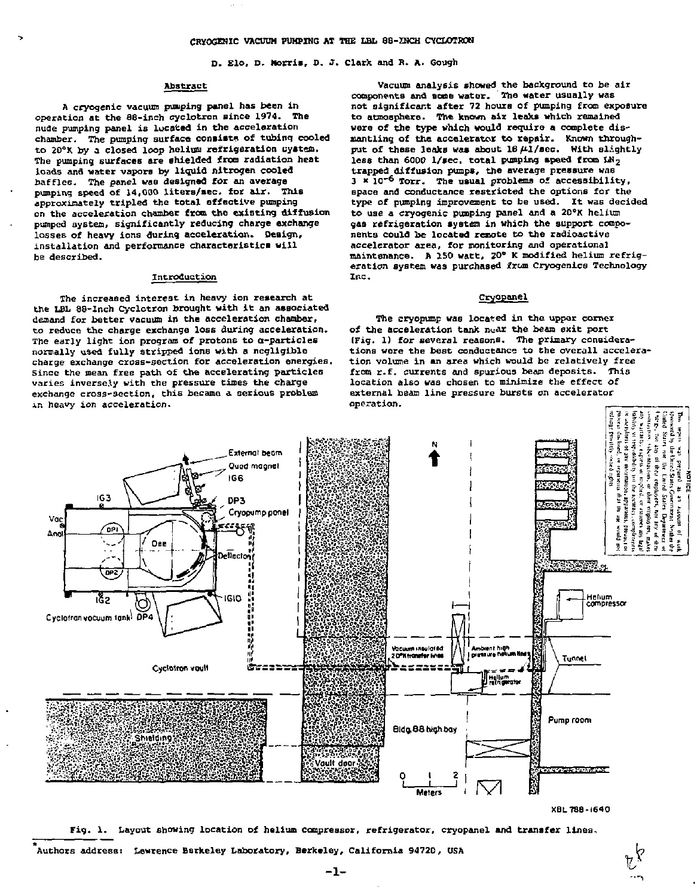# CRYOGENIC VACUUM PUMPING AT THE LBL 88-INCH CYCLOTRON

D. Elo, D. Morris, D. J. Clark and R. A. Gough*

## Abstract

A cryogenic vacuum pumping panel has been in operation at the 88-inch cyclotron since 1974. The nude pumping panel is located in the acceleration chamber. The pumping surface consists of tubing cooled to 20°K by a closed loop helium refrigeration system. The pumping surfaces are shielded from radiation heat loads and water vapors by liquid nitrogen cooled baffles. The panel was designed for an average pumping speed of 14,000 liters/sec. for air. This approximately tripled the total effective pumping on the acceleration chamber from the existing diffusion pumped system, significantly reducing charge exchange losses of heavy ions during acceleration. Design, installation and performance characteristics will be described.

## Introduction

The increased interest in heavy ion research at the LBL 88-Inch Cyclotron brought with it an associated demand for better vacuum in the acceleration chamber, to reduce the charge exchange loss during acceleration. The early light ion program of protons to α-particles normally used fully stripped ions with a negligible charge exchange cross-section for acceleration energies. Since the mean free path of the accelerating particles varies inversely with the pressure times the charge exchange cross-section, this became a serious problem in heavy ion acceleration.

Vacuum analysis showed the background to be air components and some water. The water usually was not significant after 72 hours of pumping from exposure to atmosphere. The known air leaks which remained were of the type which would require a complete dismantling of the accelerator to repair. Known throughput of these leaks was about 18 μl/sec. With slightly less than 6000 l/sec. total pumping speed from $LN_2$ trapped diffusion pumps, the average pressure was $3 \times 10^{-6}$ Torr. The usual problems of accessibility, space and conductance restricted the options for the type of pumping improvement to be used. It was decided to use a cryogenic pumping panel and a 20°K helium gas refrigeration system in which the support components could be located remote to the radioactive accelerator area, for monitoring and operational maintenance. A 150 watt, 20° K modified helium refrigeration system was purchased from Cryogenics Technology Inc.

## Cryopanel

The cryopump was located in the upper corner of the acceleration tank near the beam exit port (Fig. 1) for several reasons. The primary considerations were the best conductance to the overall acceleration volume in an area which would be relatively free from r.f. currents and spurious beam deposits. This location also was chosen to minimize the effect of external beam line pressure bursts on accelerator operation.

Fig. 1. Layout showing location of helium compressor, refrigerator, cryopanel and transfer lines.

*Authors address: Lawrence Berkeley Laboratory, Berkeley, California 94720, USA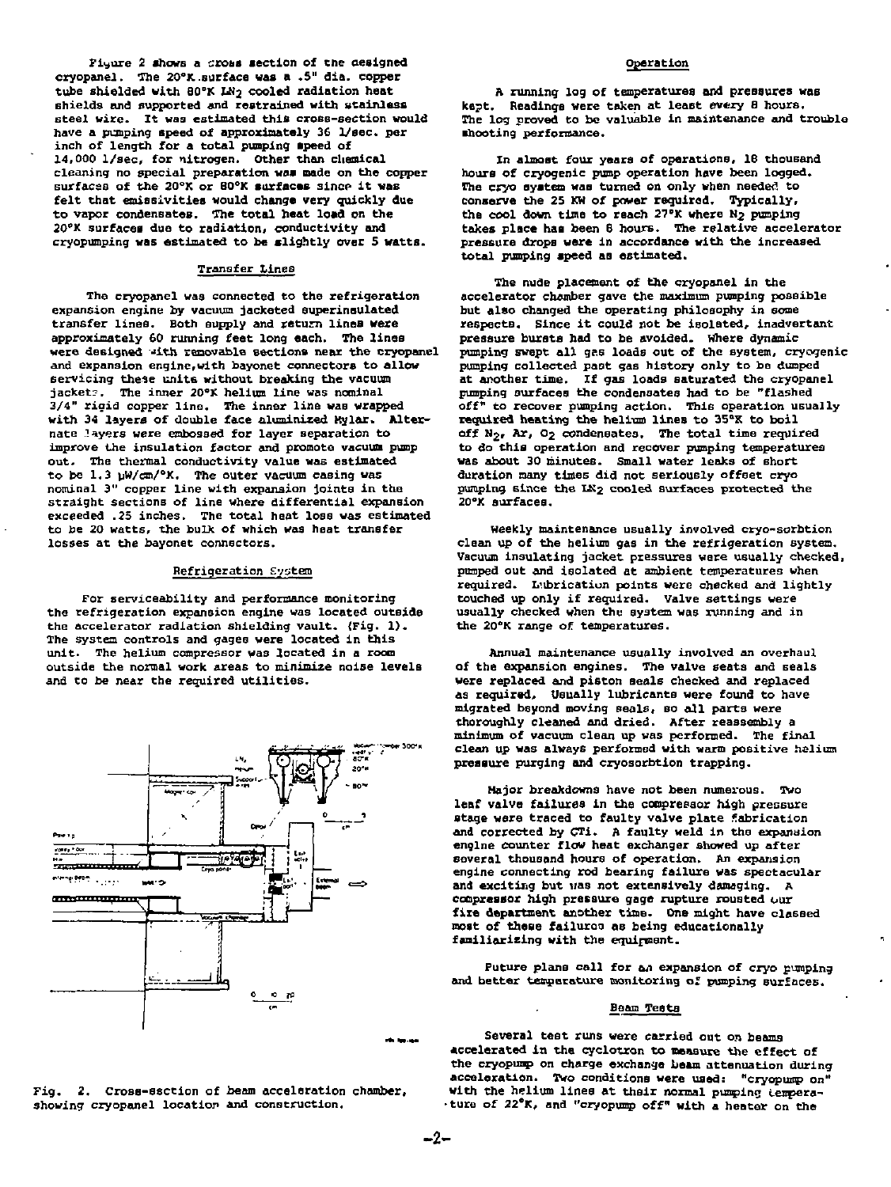Figure 2 shows a cross section of the designed cryopanel. The 20°K surface was a .5" dia. copper tube shielded with 80°K $LN_2$ cooled radiation heat shields and supported and restrained with stainless steel wire. It was estimated this cross-section would have a pumping speed of approximately 36 l/sec. per inch of length for a total pumping speed of 14,000 l/sec, for nitrogen. Other than chemical cleaning no special preparation was made on the copper surfaces of the 20°K or 80°K surfaces since it was felt that emissivities would change very quickly due to vapor condensates. The total heat load on the 20°K surfaces due to radiation, conductivity and cryopumping was estimated to be slightly over 5 watts.

## Transfer Lines

The cryopanel was connected to the refrigeration expansion engine by vacuum jacketed superinsulated transfer lines. Both supply and return lines were approximately 60 running feet long each. The lines were designed with removable sections near the cryopanel and expansion engine, with bayonet connectors to allow servicing these units without breaking the vacuum jackets. The inner 20°K helium line was nominal 3/4" rigid copper line. The inner line was wrapped with 34 layers of double face aluminized Mylar. Alternate layers were embossed for layer separation to improve the insulation factor and promote vacuum pump out. The thermal conductivity value was estimated to be 1.3 µW/cm/°K. The outer vacuum casing was nominal 3" copper line with expansion joints in the straight sections of line where differential expansion exceeded .25 inches. The total heat loss was estimated to be 20 watts, the bulk of which was heat transfer losses at the bayonet connectors.

## Refrigeration System

For serviceability and performance monitoring the refrigeration expansion engine was located outside the accelerator radiation shielding vault. (Fig. 1). The system controls and gages were located in this unit. The helium compressor was located in a room outside the normal work areas to minimize noise levels and to be near the required utilities.

Fig. 2. Cross-section of beam acceleration chamber, showing cryopanel location and construction.

## Operation

A running log of temperatures and pressures was kept. Readings were taken at least every 8 hours. The log proved to be valuable in maintenance and trouble shooting performance.

In almost four years of operations, 18 thousand hours of cryogenic pump operation have been logged. The cryo system was turned on only when needed to conserve the 25 KW of power required. Typically, the cool down time to reach 27°K where $N_2$ pumping takes place has been 6 hours. The relative accelerator pressure drops were in accordance with the increased total pumping speed as estimated.

The nude placement of the cryopanel in the accelerator chamber gave the maximum pumping possible but also changed the operating philosophy in some respects. Since it could not be isolated, inadvertant pressure bursts had to be avoided. Where dynamic pumping swept all gas loads out of the system, cryogenic pumping collected past gas history only to be dumped at another time. If gas loads saturated the cryopanel pumping surfaces the condensates had to be "flashed off" to recover pumping action. This operation usually required heating the helium lines to 35°K to boil off $N_2$, Ar, $O_2$ condensates. The total time required to do this operation and recover pumping temperatures was about 30 minutes. Small water leaks of short duration many times did not seriously offset cryo pumping since the $LN_2$ cooled surfaces protected the 20°K surfaces.

Weekly maintenance usually involved cryo-sorbtion clean up of the helium gas in the refrigeration system. Vacuum insulating jacket pressures were usually checked, pumped out and isolated at ambient temperatures when required. Lubrication points were checked and lightly touched up only if required. Valve settings were usually checked when the system was running and in the 20°K range of temperatures.

Annual maintenance usually involved an overhaul of the expansion engines. The valve seats and seals were replaced and piston seals checked and replaced as required. Usually lubricants were found to have migrated beyond moving seals, so all parts were thoroughly cleaned and dried. After reassembly a minimum of vacuum clean up was performed. The final clean up was always performed with warm positive helium pressure purging and cryosorbtion trapping.

Major breakdowns have not been numerous. Two leaf valve failures in the compressor high pressure stage were traced to faulty valve plate fabrication and corrected by CTi. A faulty weld in the expansion engine counter flow heat exchanger showed up after several thousand hours of operation. An expansion engine connecting rod bearing failure was spectacular and exciting but was not extensively damaging. A compressor high pressure gage rupture rousted our fire department another time. One might have classed most of these failures as being educationally familiarizing with the equipment.

Future plans call for an expansion of cryo pumping and better temperature monitoring of pumping surfaces.

## Beam Tests

Several test runs were carried out on beams accelerated in the cyclotron to measure the effect of the cryopump on charge exchange beam attenuation during acceleration. Two conditions were used: "cryopump on" with the helium lines at their normal pumping temperature of 22°K, and "cryopump off" with a heater on the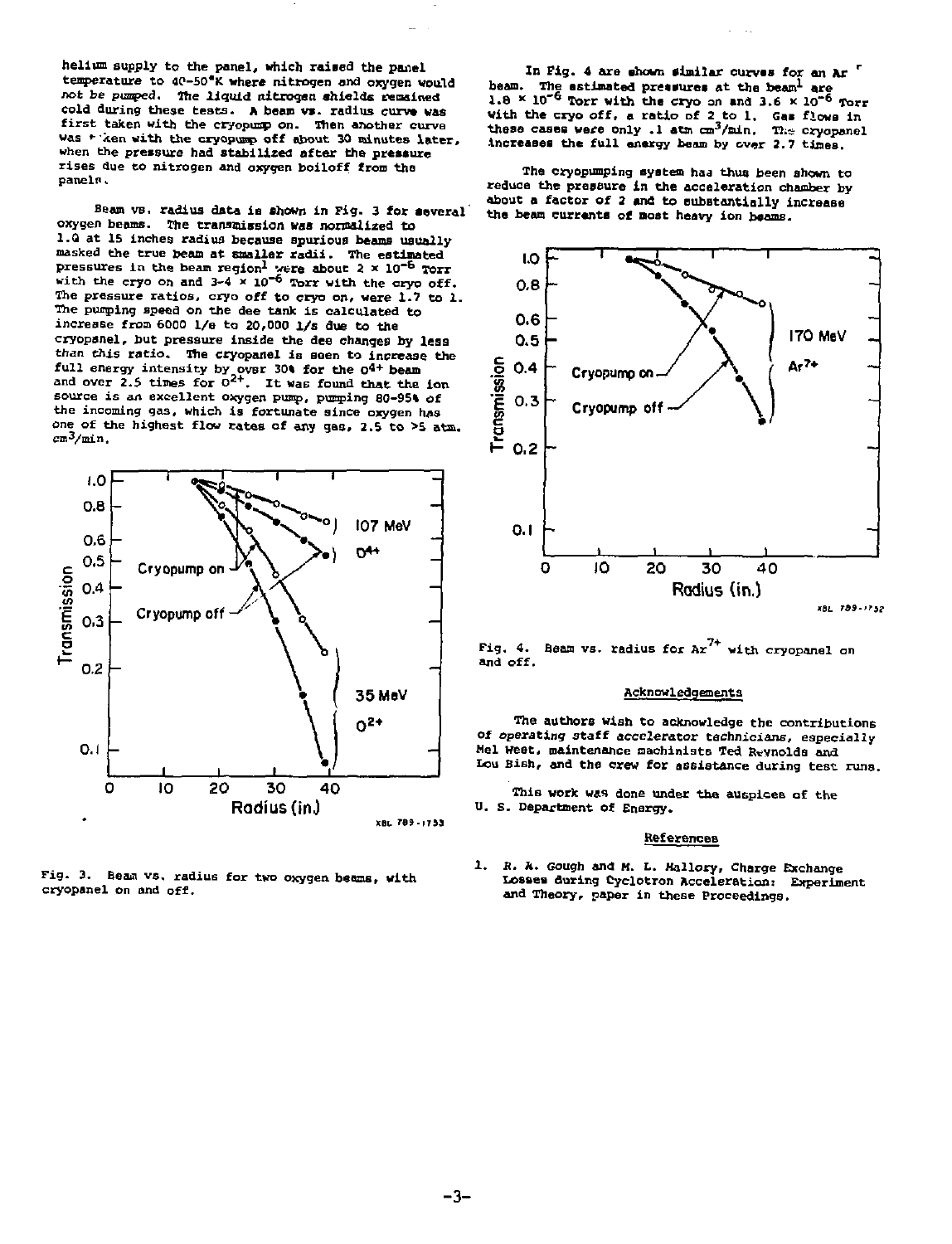helium supply to the panel, which raised the panel temperature to 40-50°K where nitrogen and oxygen would not be pumped. The liquid nitrogen shields remained cold during these tests. A beam vs. radius curve was first taken with the cryopump on. Then another curve was taken with the cryopump off about 30 minutes later, when the pressure had stabilized after the pressure rises due to nitrogen and oxygen boiloff from the panels.

Beam vs. radius data is shown in Fig. 3 for several oxygen beams. The transmission was normalized to 1.0 at 15 inches radius because spurious beams usually masked the true beam at smaller radii. The estimated pressures in the beam region[1] were about $2 \times 10^{-6}$ Torr with the cryo on and $3\text{-}4 \times 10^{-6}$ Torr with the cryo off. The pressure ratios, cryo off to cryo on, were 1.7 to 1. The pumping speed on the dee tank is calculated to increase from 6000 l/s to 20,000 l/s due to the cryopanel, but pressure inside the dee changes by less than this ratio. The cryopanel is seen to increase the full energy intensity by over 30% for the $O^{4+}$ beam and over 2.5 times for $O^{2+}$. It was found that the ion source is an excellent oxygen pump, pumping 80-95% of the incoming gas, which is fortunate since oxygen has one of the highest flow rates of any gas, 2.5 to >5 atm. $cm^3$/min.

1.0
0.8
0.6
0.5
0.4
0.3
0.2
0.1
Transmission
0
10
20
30
40
Radius (in.)
Cryopump on
Cryopump off
107 MeV
$O^{4+}$
35 MeV
$O^{2+}$
XBL 789-1733

Fig. 3. Beam vs. radius for two oxygen beams, with cryopanel on and off.

In Fig. 4 are shown similar curves for an $Ar^{7+}$ beam. The estimated pressures at the beam[1] are $1.8 \times 10^{-6}$ Torr with the cryo on and $3.6 \times 10^{-6}$ Torr with the cryo off, a ratio of 2 to 1. Gas flows in these cases were only .1 atm $cm^3$/min. The cryopanel increases the full energy beam by over 2.7 times.

The cryopumping system has thus been shown to reduce the pressure in the acceleration chamber by about a factor of 2 and to substantially increase the beam currents of most heavy ion beams.

1.0
0.8
0.6
0.5
0.4
0.3
0.2
0.1
Transmission
0
10
20
30
40
Radius (in.)
Cryopump on
Cryopump off
170 MeV
$Ar^{7+}$
XBL 789-1732

Fig. 4. Beam vs. radius for $Ar^{7+}$ with cryopanel on and off.

## Acknowledgements

The authors wish to acknowledge the contributions of operating staff accelerator technicians, especially Mel West, maintenance machinists Ted Reynolds and Lou Bish, and the crew for assistance during test runs.

This work was done under the auspices of the U. S. Department of Energy.

## References

1. R. A. Gough and M. L. Mallory, Charge Exchange Losses during Cyclotron Acceleration: Experiment and Theory, paper in these Proceedings.